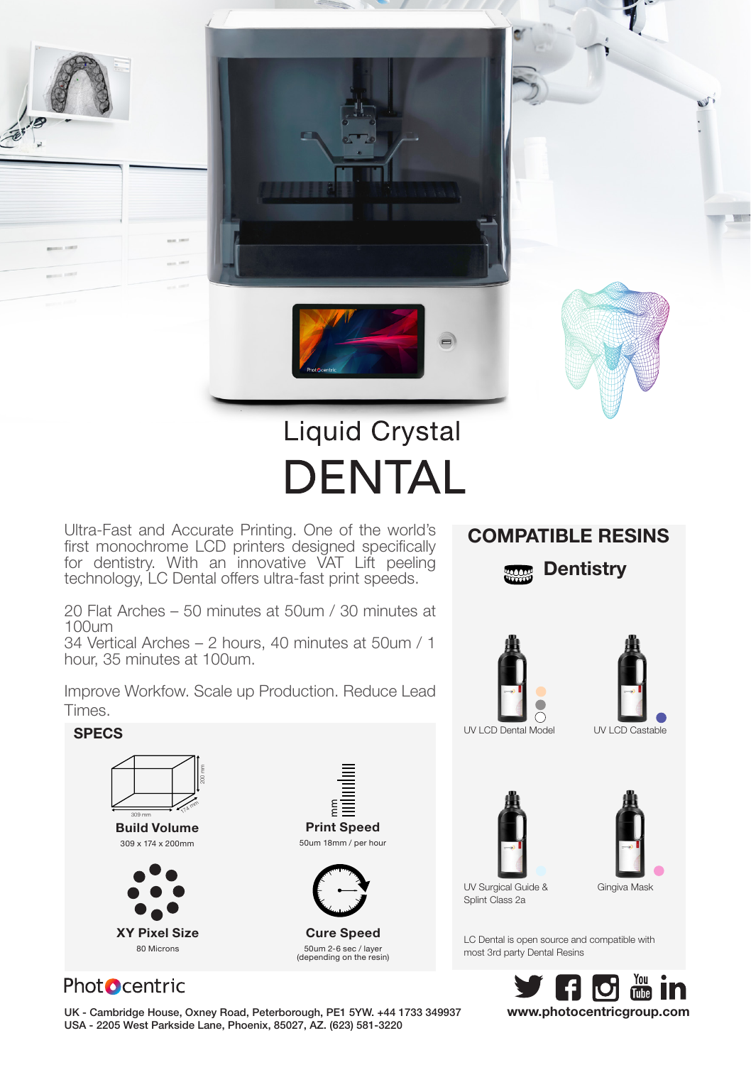# Liquid Crystal DENTAL

Ultra-Fast and Accurate Printing. One of the world's first monochrome LCD printers designed specifically for dentistry. With an innovative VAT Lift peeling technology, LC Dental offers ultra-fast print speeds.

20 Flat Arches – 50 minutes at 50um / 30 minutes at 100um
34 Vertical Arches – 2 hours, 40 minutes at 50um / 1 hour, 35 minutes at 100um.

Improve Workfow. Scale up Production. Reduce Lead Times.

## SPECS

**Build Volume**
309 x 174 x 200mm

**Print Speed**
50um 18mm / per hour

**XY Pixel Size**
80 Microns

**Cure Speed**
50um 2-6 sec / layer (depending on the resin)

## COMPATIBLE RESINS

### Dentistry

- UV LCD Dental Model
- UV LCD Castable
- UV Surgical Guide & Splint Class 2a
- Gingiva Mask

LC Dental is open source and compatible with most 3rd party Dental Resins

Photocentric

UK - Cambridge House, Oxney Road, Peterborough, PE1 5YW. +44 1733 349937
USA - 2205 West Parkside Lane, Phoenix, 85027, AZ. (623) 581-3220

www.photocentricgroup.com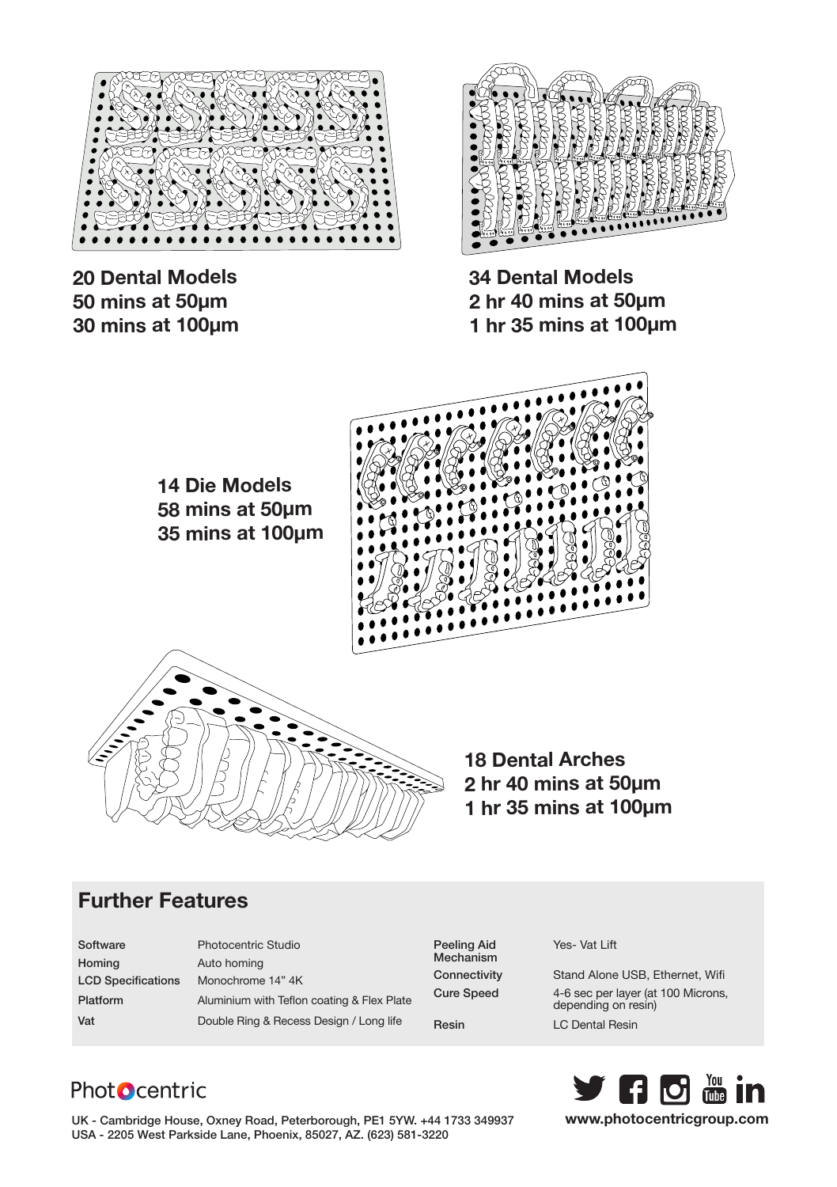**20 Dental Models**
**50 mins at 50µm**
**30 mins at 100µm**

**34 Dental Models**
**2 hr 40 mins at 50µm**
**1 hr 35 mins at 100µm**

**14 Die Models**
**58 mins at 50µm**
**35 mins at 100µm**

**18 Dental Arches**
**2 hr 40 mins at 50µm**
**1 hr 35 mins at 100µm**

## Further Features

| | |
|---|---|
| **Software** | Photocentric Studio |
| **Homing** | Auto homing |
| **LCD Specifications** | Monochrome 14" 4K |
| **Platform** | Aluminium with Teflon coating & Flex Plate |
| **Vat** | Double Ring & Recess Design / Long life |
| **Peeling Aid Mechanism** | Yes- Vat Lift |
| **Connectivity** | Stand Alone USB, Ethernet, Wifi |
| **Cure Speed** | 4-6 sec per layer (at 100 Microns, depending on resin) |
| **Resin** | LC Dental Resin |

Photocentric

UK - Cambridge House, Oxney Road, Peterborough, PE1 5YW. +44 1733 349937
USA - 2205 West Parkside Lane, Phoenix, 85027, AZ. (623) 581-3220

www.photocentricgroup.com